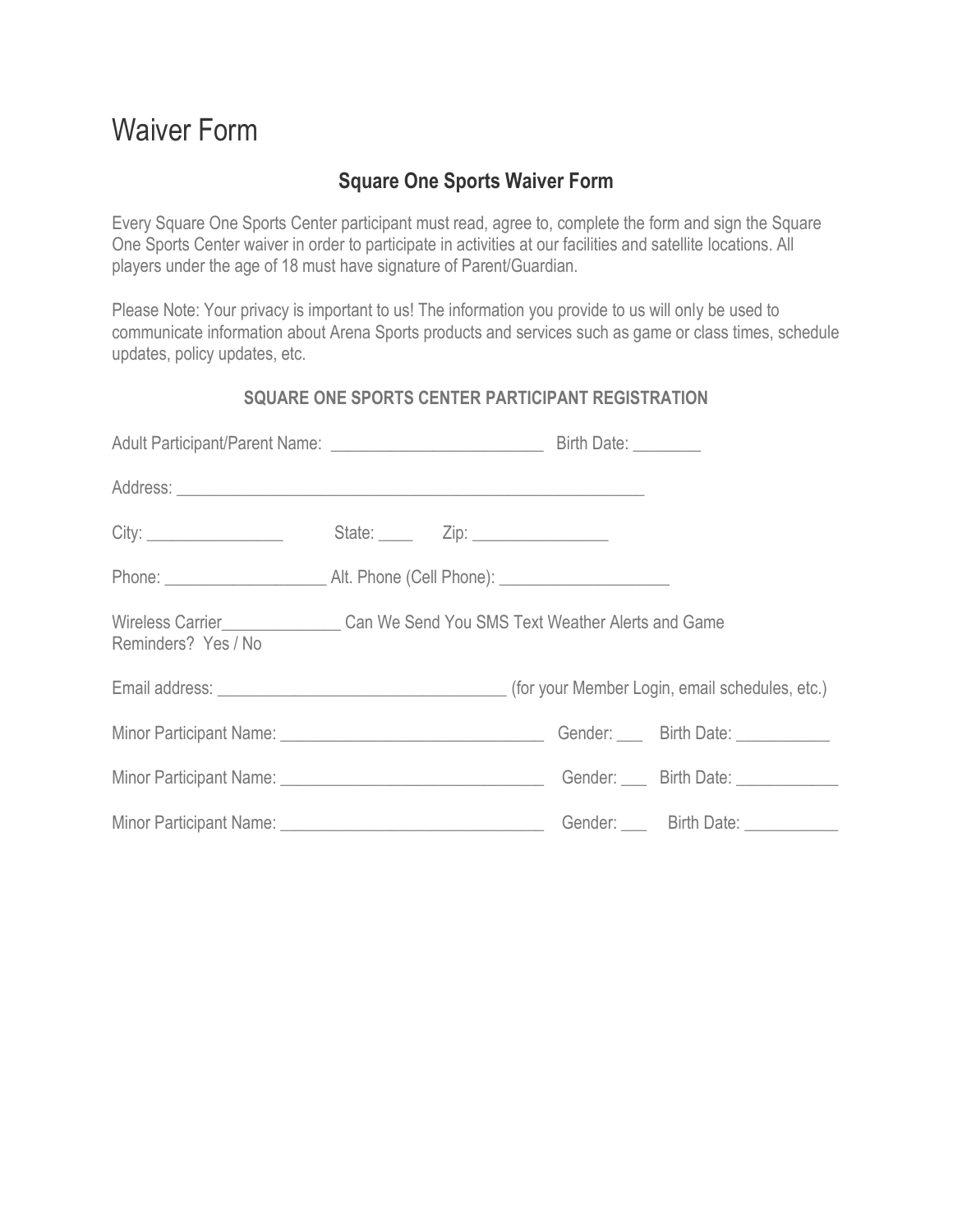# Waiver Form

## Square One Sports Waiver Form

Every Square One Sports Center participant must read, agree to, complete the form and sign the Square One Sports Center waiver in order to participate in activities at our facilities and satellite locations. All players under the age of 18 must have signature of Parent/Guardian.

Please Note: Your privacy is important to us! The information you provide to us will only be used to communicate information about Arena Sports products and services such as game or class times, schedule updates, policy updates, etc.

### SQUARE ONE SPORTS CENTER PARTICIPANT REGISTRATION

Adult Participant/Parent Name: _________________________ Birth Date: ________

Address: _______________________________________________________

City: ________________ State: ____ Zip: ________________

Phone: ___________________ Alt. Phone (Cell Phone): ____________________

Wireless Carrier______________ Can We Send You SMS Text Weather Alerts and Game Reminders? Yes / No

Email address: _________________________________ (for your Member Login, email schedules, etc.)

Minor Participant Name: ______________________________ Gender: ___ Birth Date: ___________

Minor Participant Name: ______________________________ Gender: ___ Birth Date: ____________

Minor Participant Name: ______________________________ Gender: ___ Birth Date: ___________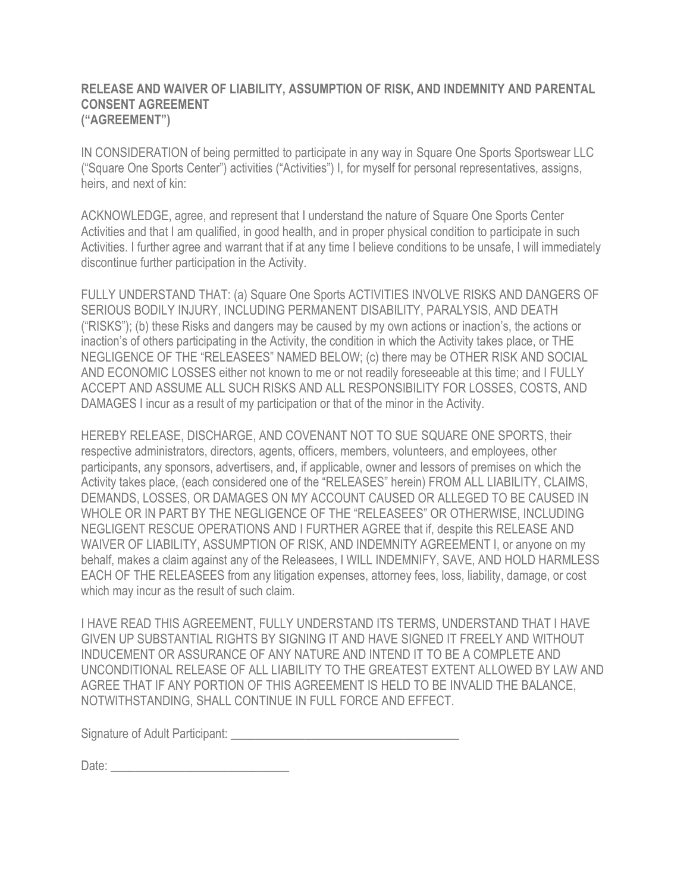**RELEASE AND WAIVER OF LIABILITY, ASSUMPTION OF RISK, AND INDEMNITY AND PARENTAL CONSENT AGREEMENT**
**("AGREEMENT")**

IN CONSIDERATION of being permitted to participate in any way in Square One Sports Sportswear LLC ("Square One Sports Center") activities ("Activities") I, for myself for personal representatives, assigns, heirs, and next of kin:

ACKNOWLEDGE, agree, and represent that I understand the nature of Square One Sports Center Activities and that I am qualified, in good health, and in proper physical condition to participate in such Activities. I further agree and warrant that if at any time I believe conditions to be unsafe, I will immediately discontinue further participation in the Activity.

FULLY UNDERSTAND THAT: (a) Square One Sports ACTIVITIES INVOLVE RISKS AND DANGERS OF SERIOUS BODILY INJURY, INCLUDING PERMANENT DISABILITY, PARALYSIS, AND DEATH ("RISKS"); (b) these Risks and dangers may be caused by my own actions or inaction's, the actions or inaction's of others participating in the Activity, the condition in which the Activity takes place, or THE NEGLIGENCE OF THE "RELEASEES" NAMED BELOW; (c) there may be OTHER RISK AND SOCIAL AND ECONOMIC LOSSES either not known to me or not readily foreseeable at this time; and I FULLY ACCEPT AND ASSUME ALL SUCH RISKS AND ALL RESPONSIBILITY FOR LOSSES, COSTS, AND DAMAGES I incur as a result of my participation or that of the minor in the Activity.

HEREBY RELEASE, DISCHARGE, AND COVENANT NOT TO SUE SQUARE ONE SPORTS, their respective administrators, directors, agents, officers, members, volunteers, and employees, other participants, any sponsors, advertisers, and, if applicable, owner and lessors of premises on which the Activity takes place, (each considered one of the "RELEASES" herein) FROM ALL LIABILITY, CLAIMS, DEMANDS, LOSSES, OR DAMAGES ON MY ACCOUNT CAUSED OR ALLEGED TO BE CAUSED IN WHOLE OR IN PART BY THE NEGLIGENCE OF THE "RELEASEES" OR OTHERWISE, INCLUDING NEGLIGENT RESCUE OPERATIONS AND I FURTHER AGREE that if, despite this RELEASE AND WAIVER OF LIABILITY, ASSUMPTION OF RISK, AND INDEMNITY AGREEMENT I, or anyone on my behalf, makes a claim against any of the Releasees, I WILL INDEMNIFY, SAVE, AND HOLD HARMLESS EACH OF THE RELEASEES from any litigation expenses, attorney fees, loss, liability, damage, or cost which may incur as the result of such claim.

I HAVE READ THIS AGREEMENT, FULLY UNDERSTAND ITS TERMS, UNDERSTAND THAT I HAVE GIVEN UP SUBSTANTIAL RIGHTS BY SIGNING IT AND HAVE SIGNED IT FREELY AND WITHOUT INDUCEMENT OR ASSURANCE OF ANY NATURE AND INTEND IT TO BE A COMPLETE AND UNCONDITIONAL RELEASE OF ALL LIABILITY TO THE GREATEST EXTENT ALLOWED BY LAW AND AGREE THAT IF ANY PORTION OF THIS AGREEMENT IS HELD TO BE INVALID THE BALANCE, NOTWITHSTANDING, SHALL CONTINUE IN FULL FORCE AND EFFECT.

Signature of Adult Participant: ____________________________________

Date: ____________________________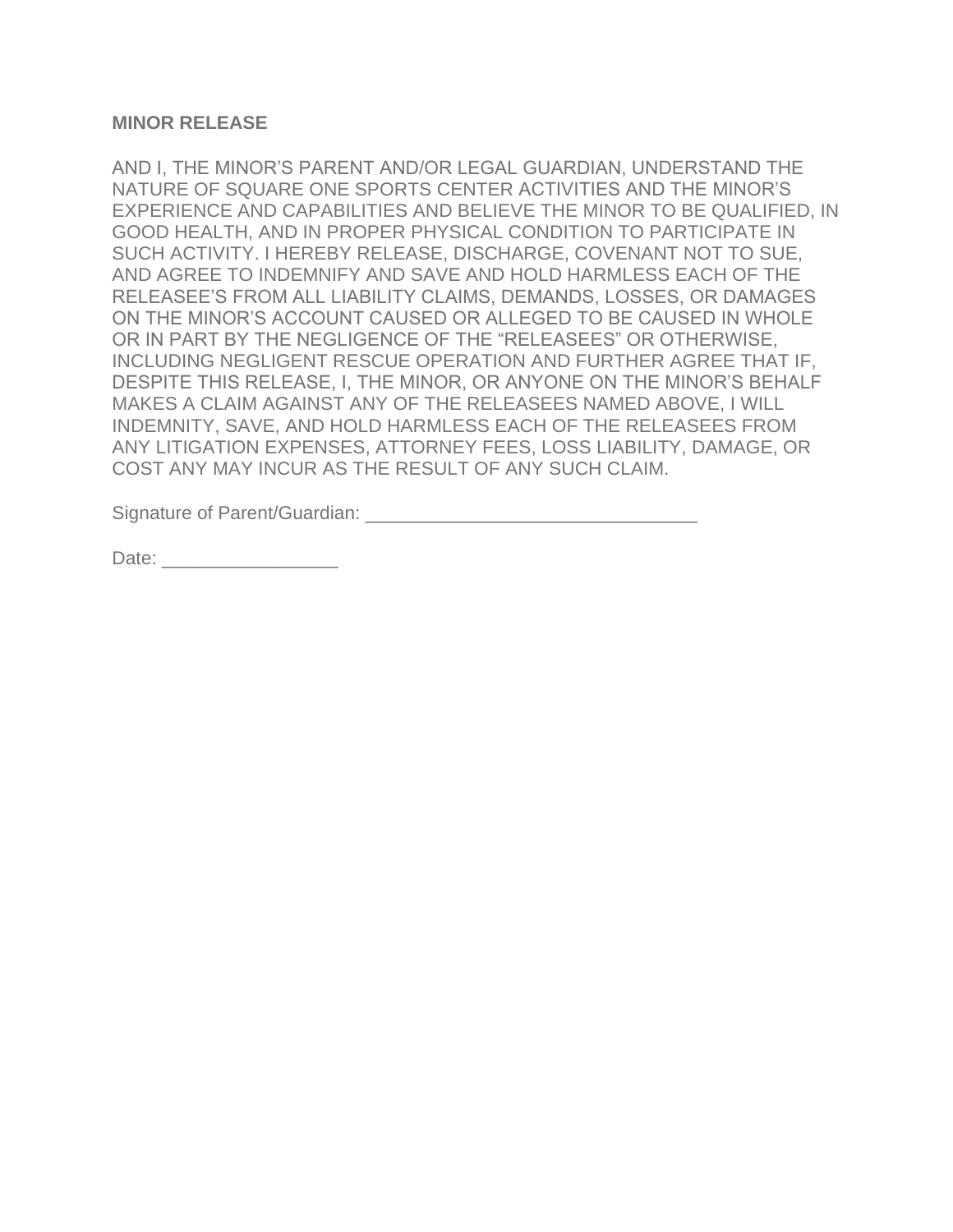**MINOR RELEASE**

AND I, THE MINOR'S PARENT AND/OR LEGAL GUARDIAN, UNDERSTAND THE NATURE OF SQUARE ONE SPORTS CENTER ACTIVITIES AND THE MINOR'S EXPERIENCE AND CAPABILITIES AND BELIEVE THE MINOR TO BE QUALIFIED, IN GOOD HEALTH, AND IN PROPER PHYSICAL CONDITION TO PARTICIPATE IN SUCH ACTIVITY. I HEREBY RELEASE, DISCHARGE, COVENANT NOT TO SUE, AND AGREE TO INDEMNIFY AND SAVE AND HOLD HARMLESS EACH OF THE RELEASEE'S FROM ALL LIABILITY CLAIMS, DEMANDS, LOSSES, OR DAMAGES ON THE MINOR'S ACCOUNT CAUSED OR ALLEGED TO BE CAUSED IN WHOLE OR IN PART BY THE NEGLIGENCE OF THE "RELEASEES" OR OTHERWISE, INCLUDING NEGLIGENT RESCUE OPERATION AND FURTHER AGREE THAT IF, DESPITE THIS RELEASE, I, THE MINOR, OR ANYONE ON THE MINOR'S BEHALF MAKES A CLAIM AGAINST ANY OF THE RELEASEES NAMED ABOVE, I WILL INDEMNITY, SAVE, AND HOLD HARMLESS EACH OF THE RELEASEES FROM ANY LITIGATION EXPENSES, ATTORNEY FEES, LOSS LIABILITY, DAMAGE, OR COST ANY MAY INCUR AS THE RESULT OF ANY SUCH CLAIM.

Signature of Parent/Guardian: ________________________________

Date: _________________